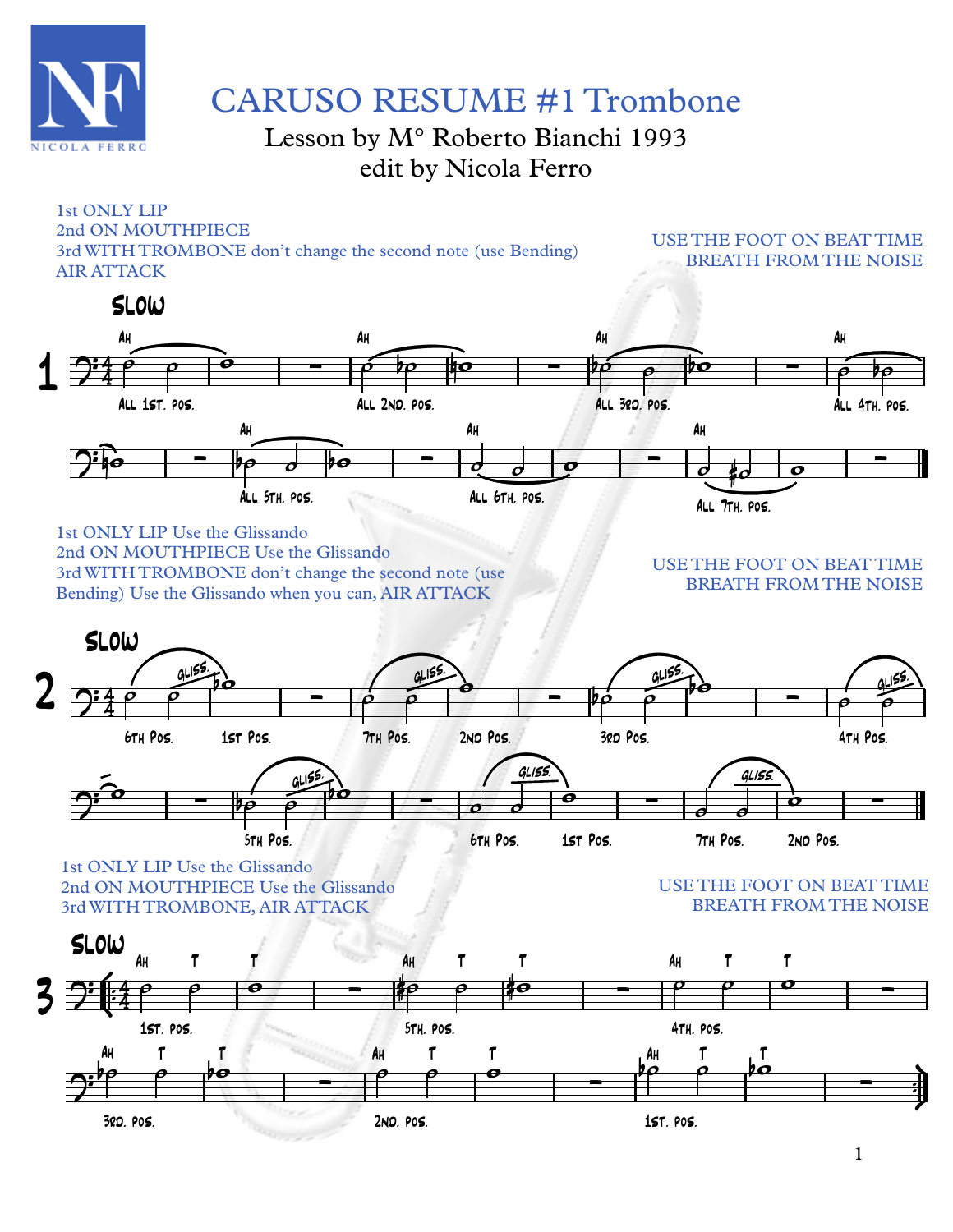# CARUSO RESUME #1 Trombone

Lesson by M° Roberto Bianchi 1993

edit by Nicola Ferro

1st ONLY LIP
2nd ON MOUTHPIECE
3rd WITH TROMBONE don't change the second note (use Bending)
AIR ATTACK

USE THE FOOT ON BEAT TIME
BREATH FROM THE NOISE

**1** SLOW

Ah — All 1st. pos. | Ah — All 2nd. pos. | Ah — All 3rd. pos. | Ah — All 4th. pos. | Ah — All 5th. pos. | Ah — All 6th. pos. | Ah — All 7th. pos.

1st ONLY LIP Use the Glissando
2nd ON MOUTHPIECE Use the Glissando
3rd WITH TROMBONE don't change the second note (use Bending) Use the Glissando when you can, AIR ATTACK

USE THE FOOT ON BEAT TIME
BREATH FROM THE NOISE

**2** SLOW

gliss. 6th Pos. — 1st Pos. | gliss. 7th Pos. — 2nd Pos. | gliss. 3rd Pos. | gliss. 4th Pos. | gliss. 5th Pos. | gliss. 6th Pos. — 1st Pos. | gliss. 7th Pos. — 2nd Pos.

1st ONLY LIP Use the Glissando
2nd ON MOUTHPIECE Use the Glissando
3rd WITH TROMBONE, AIR ATTACK

USE THE FOOT ON BEAT TIME
BREATH FROM THE NOISE

**3** SLOW

Ah T T — 1st. pos. | Ah T T — 5th. pos. | Ah T T — 4th. pos. | Ah T T — 3rd. pos. | Ah T T — 2nd. pos. | Ah T T — 1st. pos.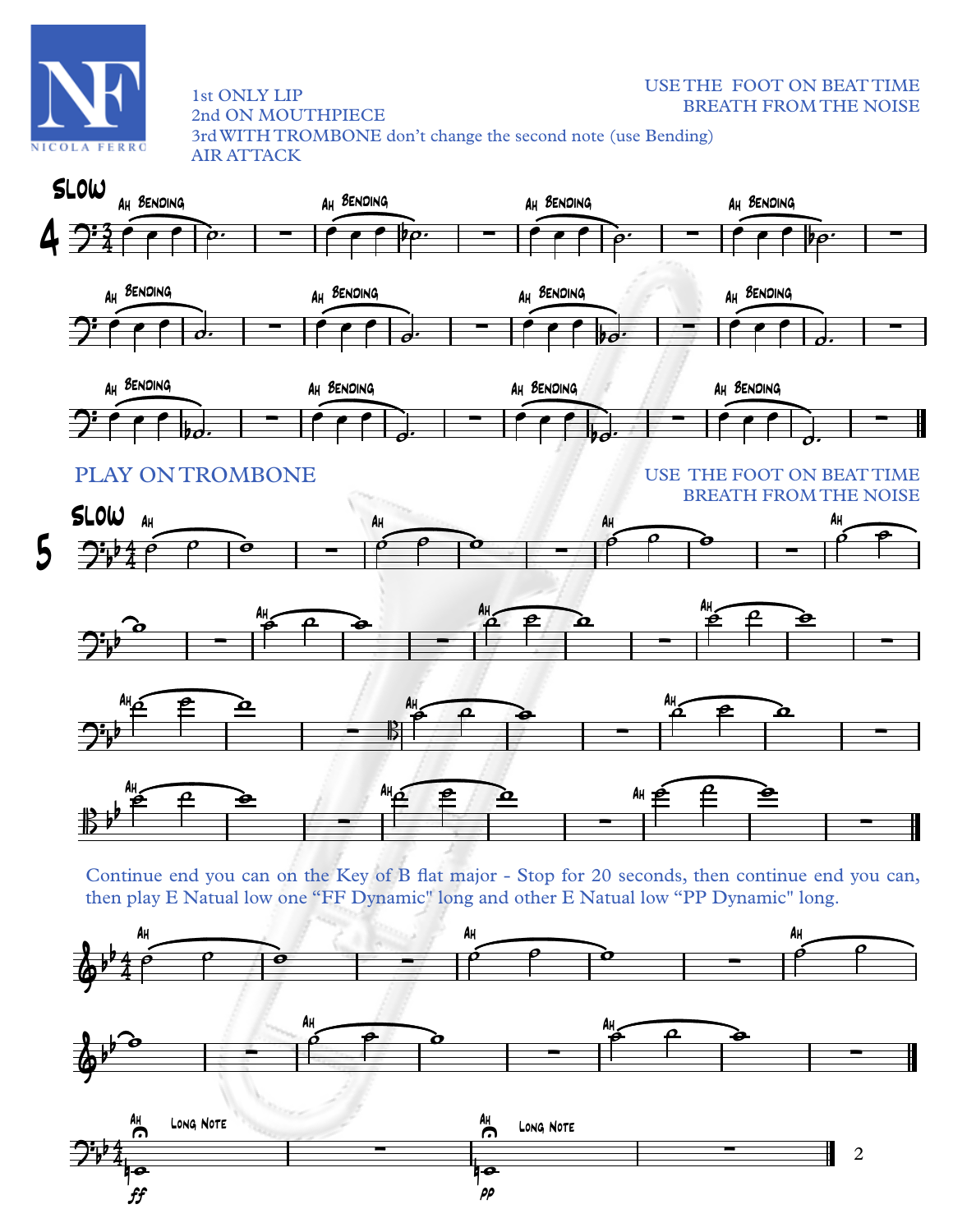1st ONLY LIP
2nd ON MOUTHPIECE
3rd WITH TROMBONE don't change the second note (use Bending)
AIR ATTACK

USE THE FOOT ON BEAT TIME
BREATH FROM THE NOISE

**4** SLOW

PLAY ON TROMBONE

USE THE FOOT ON BEAT TIME
BREATH FROM THE NOISE

**5** SLOW

Continue end you can on the Key of B flat major - Stop for 20 seconds, then continue end you can, then play E Natual low one "FF Dynamic" long and other E Natual low "PP Dynamic" long.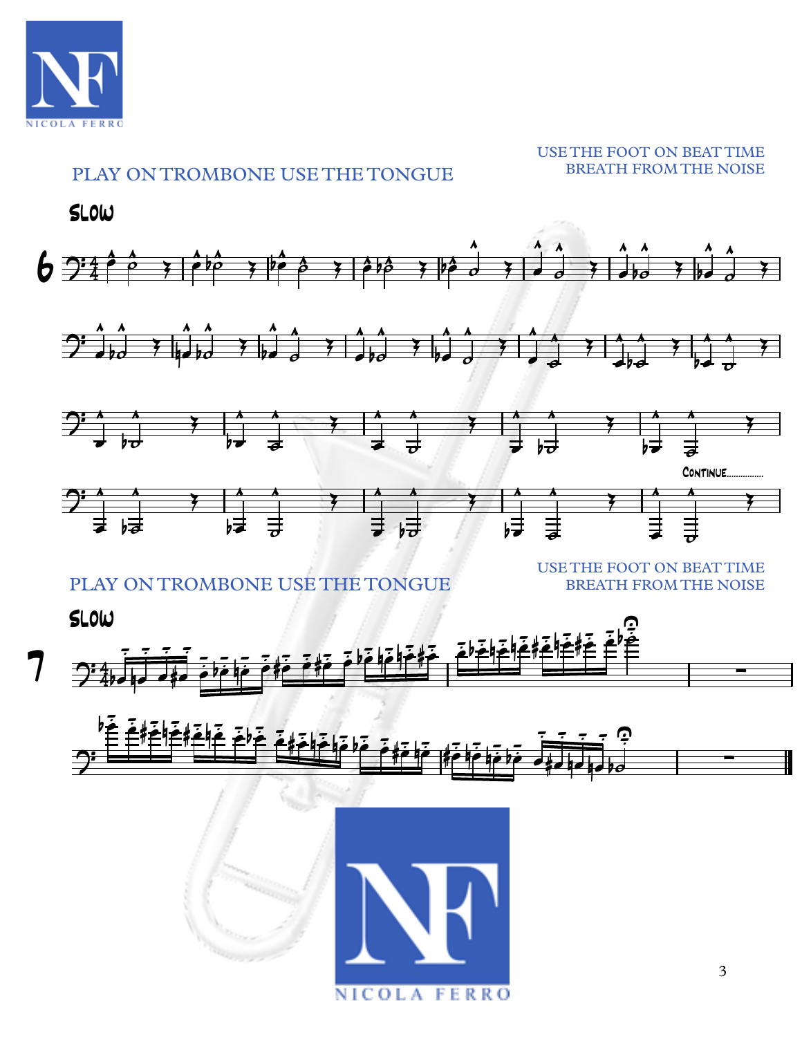PLAY ON TROMBONE USE THE TONGUE

USE THE FOOT ON BEAT TIME
BREATH FROM THE NOISE

SLOW

6

CONTINUE................

PLAY ON TROMBONE USE THE TONGUE

USE THE FOOT ON BEAT TIME
BREATH FROM THE NOISE

SLOW

7